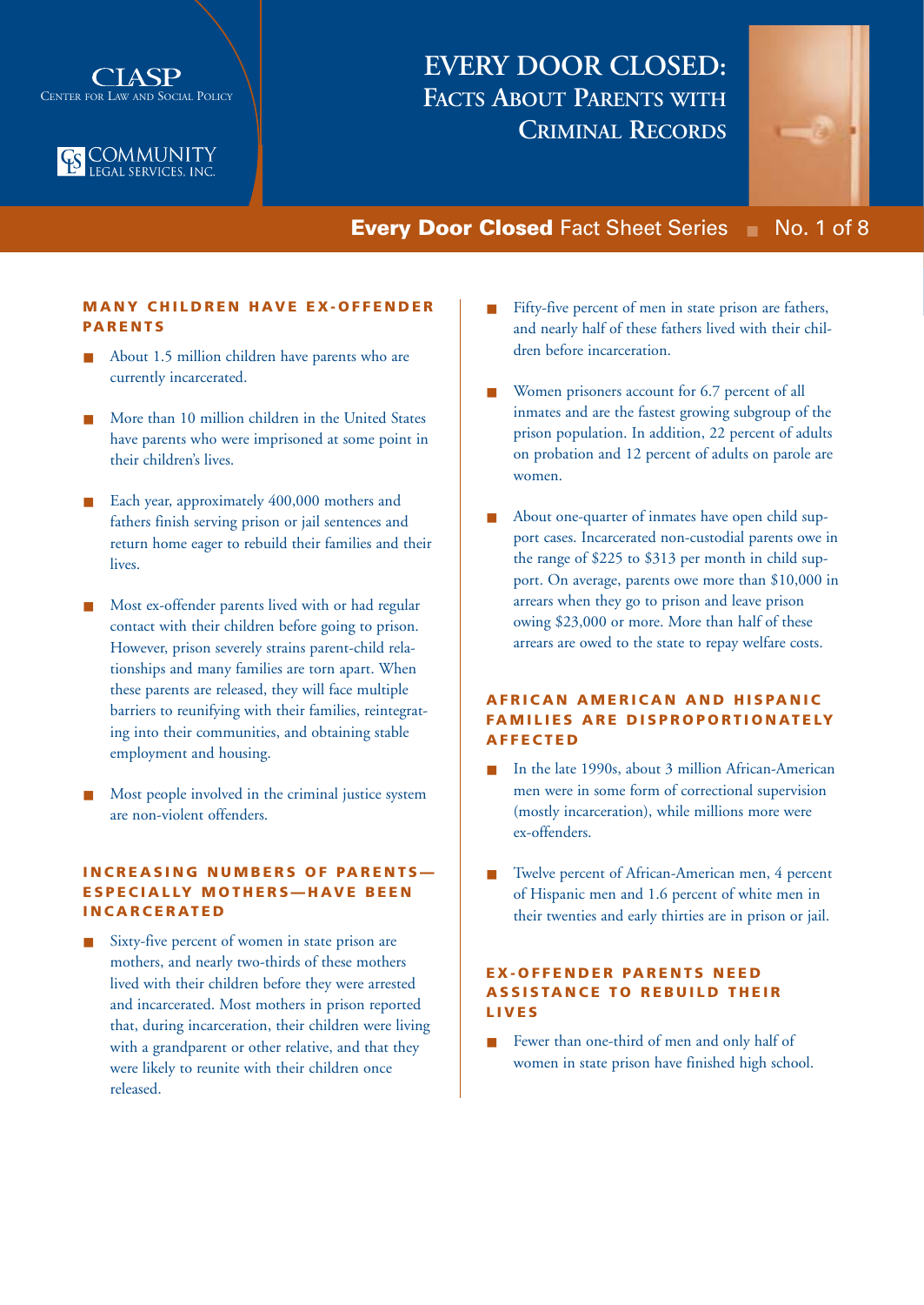CLASP
Center for Law and Social Policy

Community Legal Services, Inc.

# EVERY DOOR CLOSED: FACTS ABOUT PARENTS WITH CRIMINAL RECORDS

**Every Door Closed** Fact Sheet Series ■ No. 1 of 8

## MANY CHILDREN HAVE EX-OFFENDER PARENTS

- About 1.5 million children have parents who are currently incarcerated.
- More than 10 million children in the United States have parents who were imprisoned at some point in their children's lives.
- Each year, approximately 400,000 mothers and fathers finish serving prison or jail sentences and return home eager to rebuild their families and their lives.
- Most ex-offender parents lived with or had regular contact with their children before going to prison. However, prison severely strains parent-child relationships and many families are torn apart. When these parents are released, they will face multiple barriers to reunifying with their families, reintegrating into their communities, and obtaining stable employment and housing.
- Most people involved in the criminal justice system are non-violent offenders.

## INCREASING NUMBERS OF PARENTS—ESPECIALLY MOTHERS—HAVE BEEN INCARCERATED

- Sixty-five percent of women in state prison are mothers, and nearly two-thirds of these mothers lived with their children before they were arrested and incarcerated. Most mothers in prison reported that, during incarceration, their children were living with a grandparent or other relative, and that they were likely to reunite with their children once released.
- Fifty-five percent of men in state prison are fathers, and nearly half of these fathers lived with their children before incarceration.
- Women prisoners account for 6.7 percent of all inmates and are the fastest growing subgroup of the prison population. In addition, 22 percent of adults on probation and 12 percent of adults on parole are women.
- About one-quarter of inmates have open child support cases. Incarcerated non-custodial parents owe in the range of $225 to $313 per month in child support. On average, parents owe more than $10,000 in arrears when they go to prison and leave prison owing $23,000 or more. More than half of these arrears are owed to the state to repay welfare costs.

## AFRICAN AMERICAN AND HISPANIC FAMILIES ARE DISPROPORTIONATELY AFFECTED

- In the late 1990s, about 3 million African-American men were in some form of correctional supervision (mostly incarceration), while millions more were ex-offenders.
- Twelve percent of African-American men, 4 percent of Hispanic men and 1.6 percent of white men in their twenties and early thirties are in prison or jail.

## EX-OFFENDER PARENTS NEED ASSISTANCE TO REBUILD THEIR LIVES

- Fewer than one-third of men and only half of women in state prison have finished high school.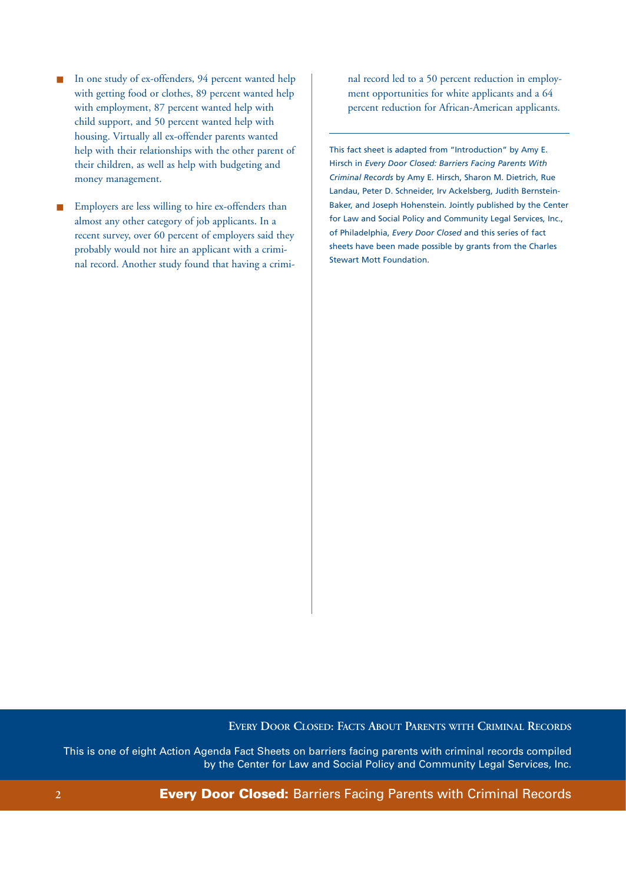- In one study of ex-offenders, 94 percent wanted help with getting food or clothes, 89 percent wanted help with employment, 87 percent wanted help with child support, and 50 percent wanted help with housing. Virtually all ex-offender parents wanted help with their relationships with the other parent of their children, as well as help with budgeting and money management.

- Employers are less willing to hire ex-offenders than almost any other category of job applicants. In a recent survey, over 60 percent of employers said they probably would not hire an applicant with a criminal record. Another study found that having a criminal record led to a 50 percent reduction in employment opportunities for white applicants and a 64 percent reduction for African-American applicants.

---

This fact sheet is adapted from "Introduction" by Amy E. Hirsch in *Every Door Closed: Barriers Facing Parents With Criminal Records* by Amy E. Hirsch, Sharon M. Dietrich, Rue Landau, Peter D. Schneider, Irv Ackelsberg, Judith Bernstein-Baker, and Joseph Hohenstein. Jointly published by the Center for Law and Social Policy and Community Legal Services, Inc., of Philadelphia, *Every Door Closed* and this series of fact sheets have been made possible by grants from the Charles Stewart Mott Foundation.

**Every Door Closed: Facts About Parents with Criminal Records**

This is one of eight Action Agenda Fact Sheets on barriers facing parents with criminal records compiled by the Center for Law and Social Policy and Community Legal Services, Inc.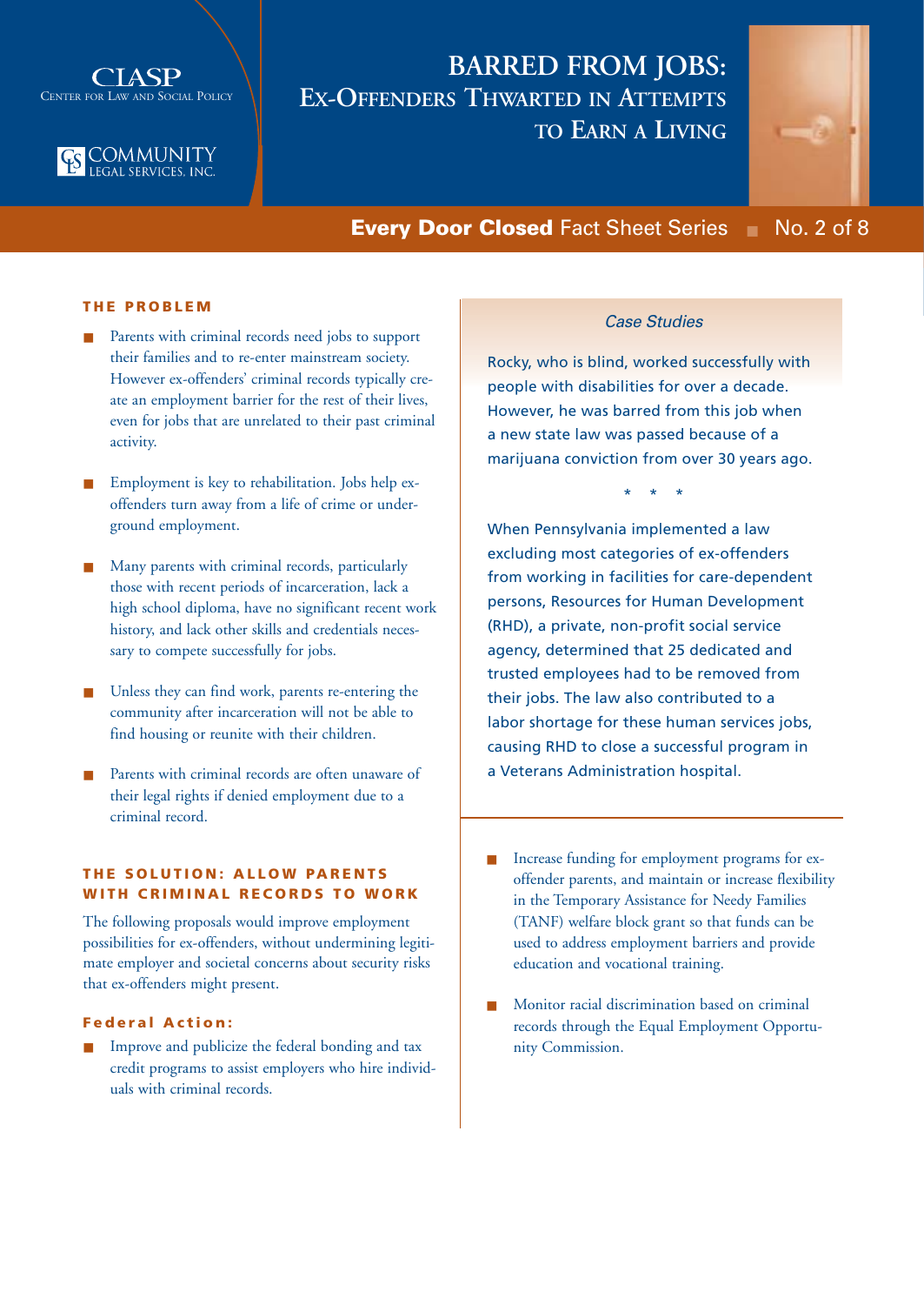CLASP
Center for Law and Social Policy

Community Legal Services, Inc.

# BARRED FROM JOBS: Ex-Offenders Thwarted in Attempts to Earn a Living

**Every Door Closed** Fact Sheet Series ■ No. 2 of 8

## THE PROBLEM

- Parents with criminal records need jobs to support their families and to re-enter mainstream society. However ex-offenders' criminal records typically create an employment barrier for the rest of their lives, even for jobs that are unrelated to their past criminal activity.
- Employment is key to rehabilitation. Jobs help ex-offenders turn away from a life of crime or underground employment.
- Many parents with criminal records, particularly those with recent periods of incarceration, lack a high school diploma, have no significant recent work history, and lack other skills and credentials necessary to compete successfully for jobs.
- Unless they can find work, parents re-entering the community after incarceration will not be able to find housing or reunite with their children.
- Parents with criminal records are often unaware of their legal rights if denied employment due to a criminal record.

## THE SOLUTION: ALLOW PARENTS WITH CRIMINAL RECORDS TO WORK

The following proposals would improve employment possibilities for ex-offenders, without undermining legitimate employer and societal concerns about security risks that ex-offenders might present.

### Federal Action:

- Improve and publicize the federal bonding and tax credit programs to assist employers who hire individuals with criminal records.
- Increase funding for employment programs for ex-offender parents, and maintain or increase flexibility in the Temporary Assistance for Needy Families (TANF) welfare block grant so that funds can be used to address employment barriers and provide education and vocational training.
- Monitor racial discrimination based on criminal records through the Equal Employment Opportunity Commission.

*Case Studies*

Rocky, who is blind, worked successfully with people with disabilities for over a decade. However, he was barred from this job when a new state law was passed because of a marijuana conviction from over 30 years ago.

\* \* \*

When Pennsylvania implemented a law excluding most categories of ex-offenders from working in facilities for care-dependent persons, Resources for Human Development (RHD), a private, non-profit social service agency, determined that 25 dedicated and trusted employees had to be removed from their jobs. The law also contributed to a labor shortage for these human services jobs, causing RHD to close a successful program in a Veterans Administration hospital.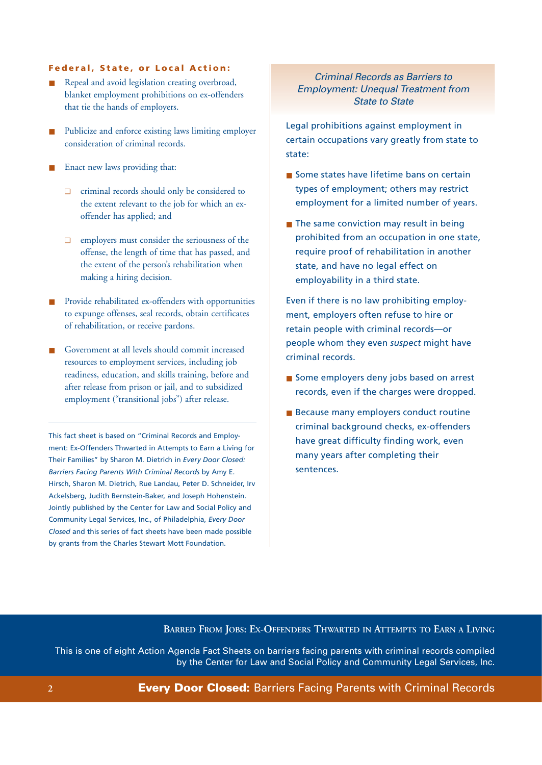### Federal, State, or Local Action:

- Repeal and avoid legislation creating overbroad, blanket employment prohibitions on ex-offenders that tie the hands of employers.
- Publicize and enforce existing laws limiting employer consideration of criminal records.
- Enact new laws providing that:
  - criminal records should only be considered to the extent relevant to the job for which an ex-offender has applied; and
  - employers must consider the seriousness of the offense, the length of time that has passed, and the extent of the person's rehabilitation when making a hiring decision.
- Provide rehabilitated ex-offenders with opportunities to expunge offenses, seal records, obtain certificates of rehabilitation, or receive pardons.
- Government at all levels should commit increased resources to employment services, including job readiness, education, and skills training, before and after release from prison or jail, and to subsidized employment ("transitional jobs") after release.

---

This fact sheet is based on "Criminal Records and Employment: Ex-Offenders Thwarted in Attempts to Earn a Living for Their Families" by Sharon M. Dietrich in *Every Door Closed: Barriers Facing Parents With Criminal Records* by Amy E. Hirsch, Sharon M. Dietrich, Rue Landau, Peter D. Schneider, Irv Ackelsberg, Judith Bernstein-Baker, and Joseph Hohenstein. Jointly published by the Center for Law and Social Policy and Community Legal Services, Inc., of Philadelphia, *Every Door Closed* and this series of fact sheets have been made possible by grants from the Charles Stewart Mott Foundation.

### *Criminal Records as Barriers to Employment: Unequal Treatment from State to State*

Legal prohibitions against employment in certain occupations vary greatly from state to state:

- Some states have lifetime bans on certain types of employment; others may restrict employment for a limited number of years.
- The same conviction may result in being prohibited from an occupation in one state, require proof of rehabilitation in another state, and have no legal effect on employability in a third state.

Even if there is no law prohibiting employment, employers often refuse to hire or retain people with criminal records—or people whom they even *suspect* might have criminal records.

- Some employers deny jobs based on arrest records, even if the charges were dropped.
- Because many employers conduct routine criminal background checks, ex-offenders have great difficulty finding work, even many years after completing their sentences.

**Barred From Jobs: Ex-Offenders Thwarted in Attempts to Earn a Living**

This is one of eight Action Agenda Fact Sheets on barriers facing parents with criminal records compiled by the Center for Law and Social Policy and Community Legal Services, Inc.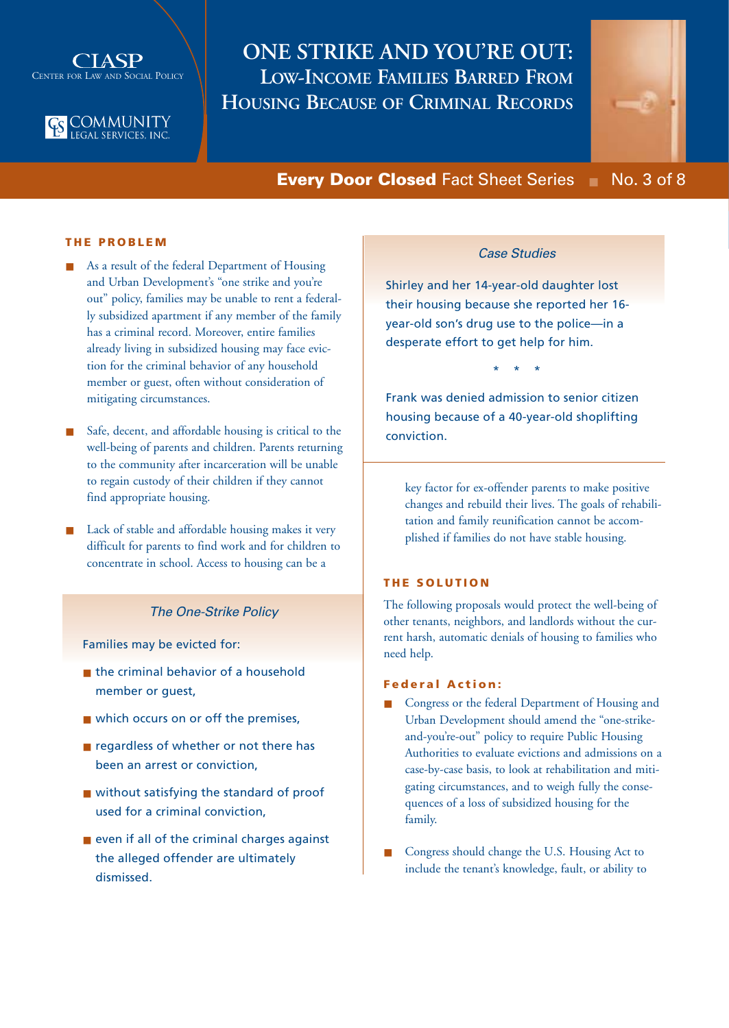CLASP
Center for Law and Social Policy

Community Legal Services, Inc.

# ONE STRIKE AND YOU'RE OUT: Low-Income Families Barred From Housing Because of Criminal Records

**Every Door Closed** Fact Sheet Series ■ No. 3 of 8

## THE PROBLEM

- As a result of the federal Department of Housing and Urban Development's "one strike and you're out" policy, families may be unable to rent a federally subsidized apartment if any member of the family has a criminal record. Moreover, entire families already living in subsidized housing may face eviction for the criminal behavior of any household member or guest, often without consideration of mitigating circumstances.

- Safe, decent, and affordable housing is critical to the well-being of parents and children. Parents returning to the community after incarceration will be unable to regain custody of their children if they cannot find appropriate housing.

- Lack of stable and affordable housing makes it very difficult for parents to find work and for children to concentrate in school. Access to housing can be a key factor for ex-offender parents to make positive changes and rebuild their lives. The goals of rehabilitation and family reunification cannot be accomplished if families do not have stable housing.

### *The One-Strike Policy*

Families may be evicted for:

- the criminal behavior of a household member or guest,
- which occurs on or off the premises,
- regardless of whether or not there has been an arrest or conviction,
- without satisfying the standard of proof used for a criminal conviction,
- even if all of the criminal charges against the alleged offender are ultimately dismissed.

### *Case Studies*

Shirley and her 14-year-old daughter lost their housing because she reported her 16-year-old son's drug use to the police—in a desperate effort to get help for him.

\* \* \*

Frank was denied admission to senior citizen housing because of a 40-year-old shoplifting conviction.

## THE SOLUTION

The following proposals would protect the well-being of other tenants, neighbors, and landlords without the current harsh, automatic denials of housing to families who need help.

### Federal Action:

- Congress or the federal Department of Housing and Urban Development should amend the "one-strike-and-you're-out" policy to require Public Housing Authorities to evaluate evictions and admissions on a case-by-case basis, to look at rehabilitation and mitigating circumstances, and to weigh fully the consequences of a loss of subsidized housing for the family.

- Congress should change the U.S. Housing Act to include the tenant's knowledge, fault, or ability to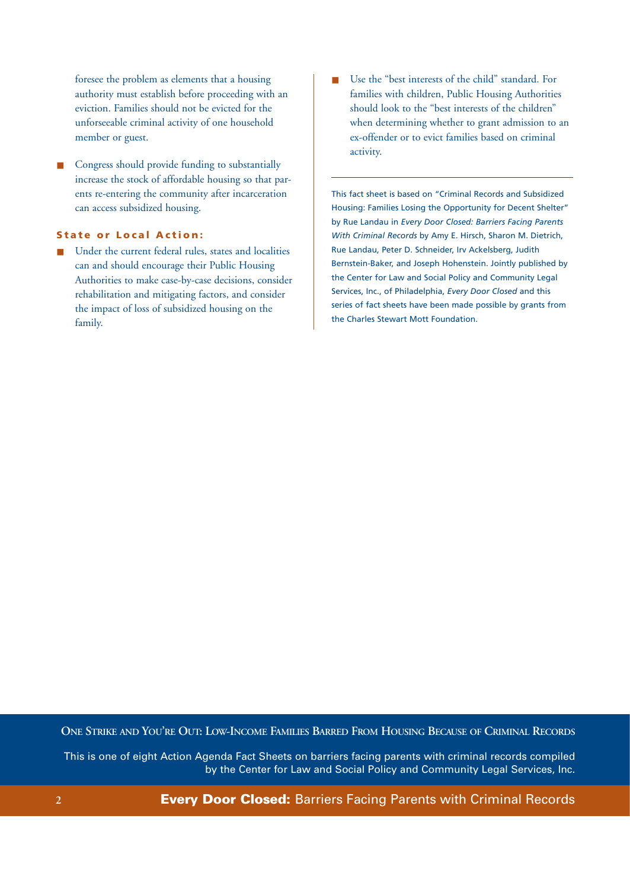foresee the problem as elements that a housing authority must establish before proceeding with an eviction. Families should not be evicted for the unforseeable criminal activity of one household member or guest.

- Congress should provide funding to substantially increase the stock of affordable housing so that parents re-entering the community after incarceration can access subsidized housing.

### State or Local Action:

- Under the current federal rules, states and localities can and should encourage their Public Housing Authorities to make case-by-case decisions, consider rehabilitation and mitigating factors, and consider the impact of loss of subsidized housing on the family.

- Use the "best interests of the child" standard. For families with children, Public Housing Authorities should look to the "best interests of the children" when determining whether to grant admission to an ex-offender or to evict families based on criminal activity.

---

This fact sheet is based on "Criminal Records and Subsidized Housing: Families Losing the Opportunity for Decent Shelter" by Rue Landau in *Every Door Closed: Barriers Facing Parents With Criminal Records* by Amy E. Hirsch, Sharon M. Dietrich, Rue Landau, Peter D. Schneider, Irv Ackelsberg, Judith Bernstein-Baker, and Joseph Hohenstein. Jointly published by the Center for Law and Social Policy and Community Legal Services, Inc., of Philadelphia, *Every Door Closed* and this series of fact sheets have been made possible by grants from the Charles Stewart Mott Foundation.

**One Strike and You're Out: Low-Income Families Barred From Housing Because of Criminal Records**

This is one of eight Action Agenda Fact Sheets on barriers facing parents with criminal records compiled by the Center for Law and Social Policy and Community Legal Services, Inc.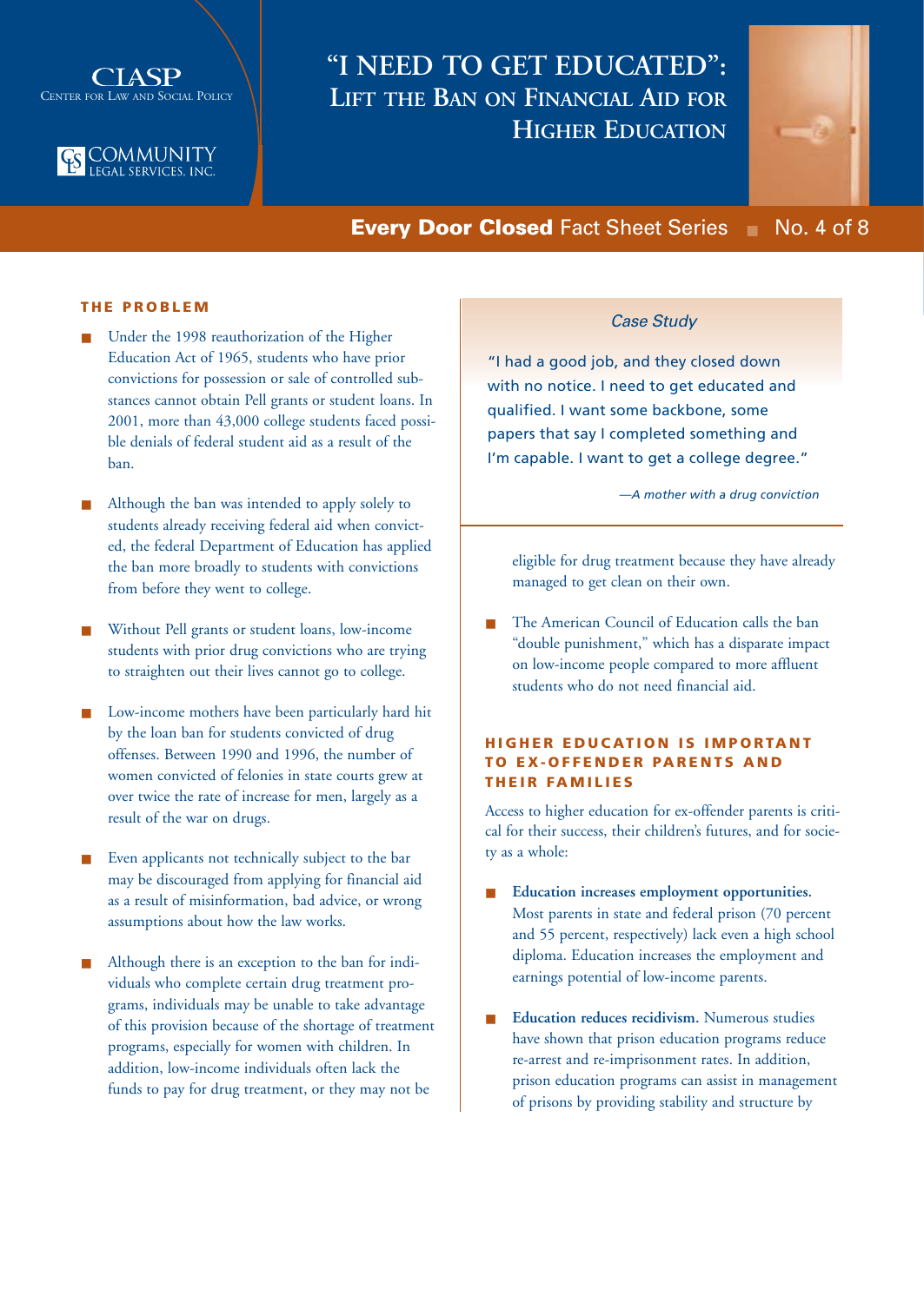CLASP
Center for Law and Social Policy

Community Legal Services, Inc.

# "I NEED TO GET EDUCATED": LIFT THE BAN ON FINANCIAL AID FOR HIGHER EDUCATION

**Every Door Closed** Fact Sheet Series ■ No. 4 of 8

## THE PROBLEM

- Under the 1998 reauthorization of the Higher Education Act of 1965, students who have prior convictions for possession or sale of controlled substances cannot obtain Pell grants or student loans. In 2001, more than 43,000 college students faced possible denials of federal student aid as a result of the ban.
- Although the ban was intended to apply solely to students already receiving federal aid when convicted, the federal Department of Education has applied the ban more broadly to students with convictions from before they went to college.
- Without Pell grants or student loans, low-income students with prior drug convictions who are trying to straighten out their lives cannot go to college.
- Low-income mothers have been particularly hard hit by the loan ban for students convicted of drug offenses. Between 1990 and 1996, the number of women convicted of felonies in state courts grew at over twice the rate of increase for men, largely as a result of the war on drugs.
- Even applicants not technically subject to the bar may be discouraged from applying for financial aid as a result of misinformation, bad advice, or wrong assumptions about how the law works.
- Although there is an exception to the ban for individuals who complete certain drug treatment programs, individuals may be unable to take advantage of this provision because of the shortage of treatment programs, especially for women with children. In addition, low-income individuals often lack the funds to pay for drug treatment, or they may not be eligible for drug treatment because they have already managed to get clean on their own.
- The American Council of Education calls the ban "double punishment," which has a disparate impact on low-income people compared to more affluent students who do not need financial aid.

> *Case Study*
>
> "I had a good job, and they closed down with no notice. I need to get educated and qualified. I want some backbone, some papers that say I completed something and I'm capable. I want to get a college degree."
>
> *—A mother with a drug conviction*

## HIGHER EDUCATION IS IMPORTANT TO EX-OFFENDER PARENTS AND THEIR FAMILIES

Access to higher education for ex-offender parents is critical for their success, their children's futures, and for society as a whole:

- **Education increases employment opportunities.** Most parents in state and federal prison (70 percent and 55 percent, respectively) lack even a high school diploma. Education increases the employment and earnings potential of low-income parents.
- **Education reduces recidivism.** Numerous studies have shown that prison education programs reduce re-arrest and re-imprisonment rates. In addition, prison education programs can assist in management of prisons by providing stability and structure by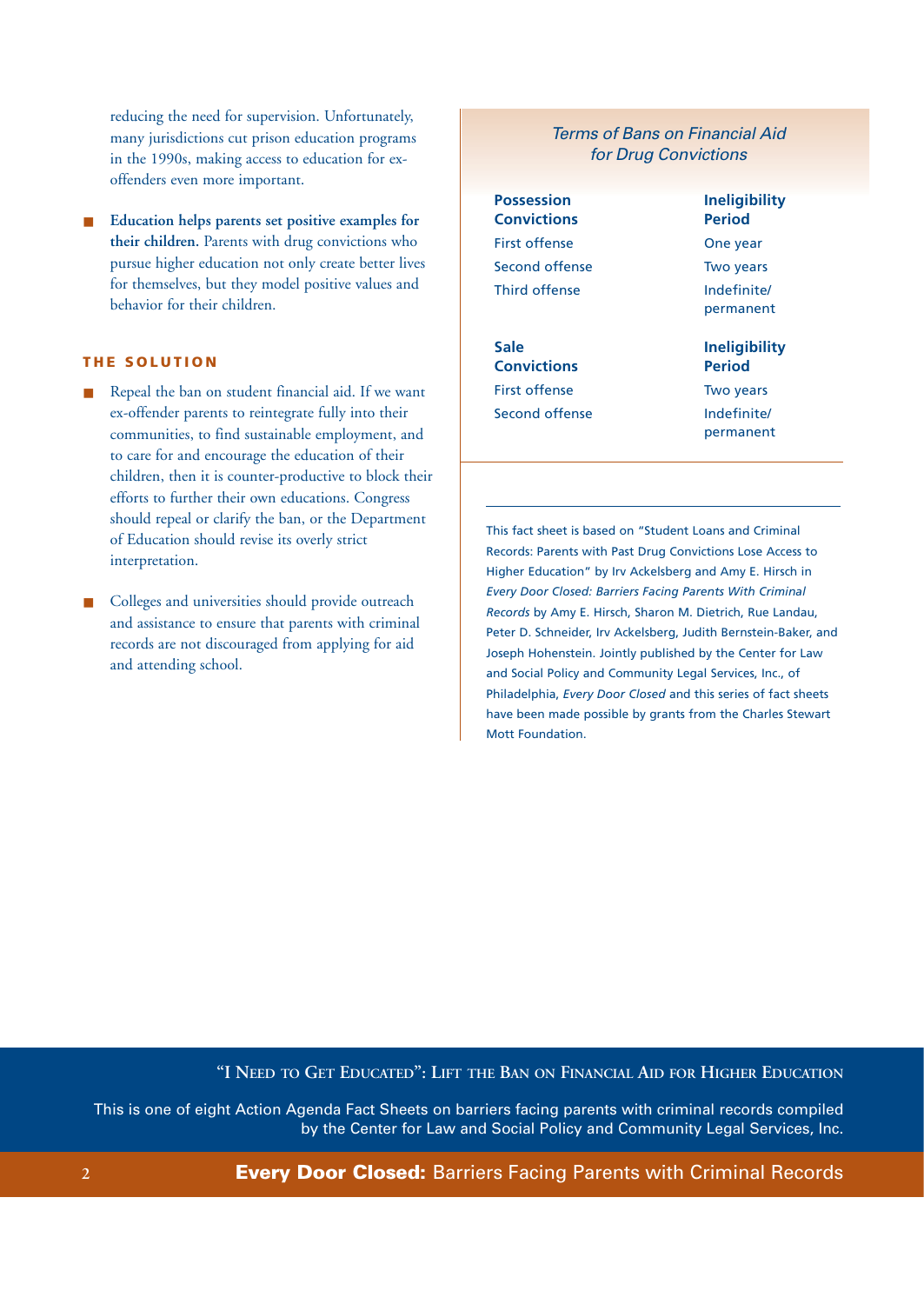reducing the need for supervision. Unfortunately, many jurisdictions cut prison education programs in the 1990s, making access to education for ex-offenders even more important.

- **Education helps parents set positive examples for their children.** Parents with drug convictions who pursue higher education not only create better lives for themselves, but they model positive values and behavior for their children.

## THE SOLUTION

- Repeal the ban on student financial aid. If we want ex-offender parents to reintegrate fully into their communities, to find sustainable employment, and to care for and encourage the education of their children, then it is counter-productive to block their efforts to further their own educations. Congress should repeal or clarify the ban, or the Department of Education should revise its overly strict interpretation.

- Colleges and universities should provide outreach and assistance to ensure that parents with criminal records are not discouraged from applying for aid and attending school.

### *Terms of Bans on Financial Aid for Drug Convictions*

| Possession Convictions | Ineligibility Period |
|---|---|
| First offense | One year |
| Second offense | Two years |
| Third offense | Indefinite/ permanent |

| Sale Convictions | Ineligibility Period |
|---|---|
| First offense | Two years |
| Second offense | Indefinite/ permanent |

This fact sheet is based on "Student Loans and Criminal Records: Parents with Past Drug Convictions Lose Access to Higher Education" by Irv Ackelsberg and Amy E. Hirsch in *Every Door Closed: Barriers Facing Parents With Criminal Records* by Amy E. Hirsch, Sharon M. Dietrich, Rue Landau, Peter D. Schneider, Irv Ackelsberg, Judith Bernstein-Baker, and Joseph Hohenstein. Jointly published by the Center for Law and Social Policy and Community Legal Services, Inc., of Philadelphia, *Every Door Closed* and this series of fact sheets have been made possible by grants from the Charles Stewart Mott Foundation.

"I NEED TO GET EDUCATED": LIFT THE BAN ON FINANCIAL AID FOR HIGHER EDUCATION

This is one of eight Action Agenda Fact Sheets on barriers facing parents with criminal records compiled by the Center for Law and Social Policy and Community Legal Services, Inc.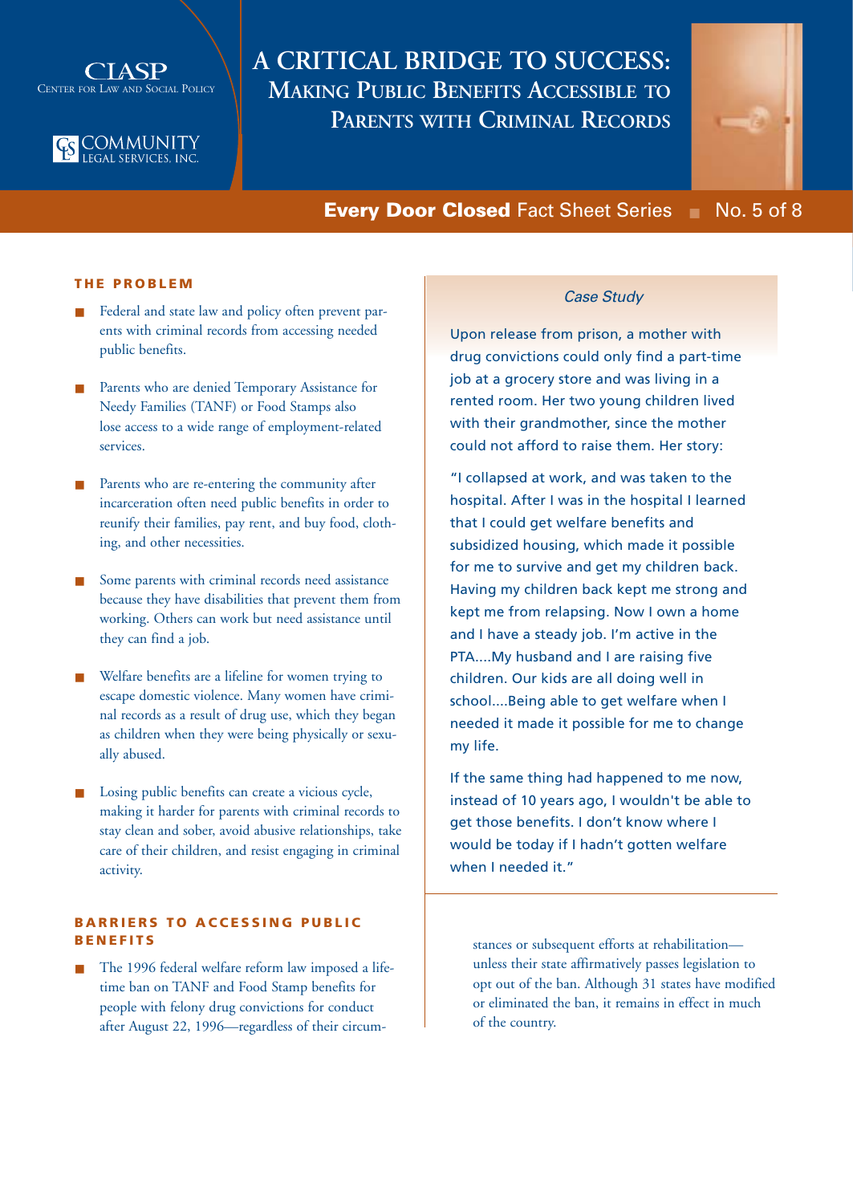CLASP
Center for Law and Social Policy

Community Legal Services, Inc.

# A Critical Bridge to Success: Making Public Benefits Accessible to Parents with Criminal Records

**Every Door Closed** Fact Sheet Series ■ No. 5 of 8

## THE PROBLEM

- Federal and state law and policy often prevent parents with criminal records from accessing needed public benefits.
- Parents who are denied Temporary Assistance for Needy Families (TANF) or Food Stamps also lose access to a wide range of employment-related services.
- Parents who are re-entering the community after incarceration often need public benefits in order to reunify their families, pay rent, and buy food, clothing, and other necessities.
- Some parents with criminal records need assistance because they have disabilities that prevent them from working. Others can work but need assistance until they can find a job.
- Welfare benefits are a lifeline for women trying to escape domestic violence. Many women have criminal records as a result of drug use, which they began as children when they were being physically or sexually abused.
- Losing public benefits can create a vicious cycle, making it harder for parents with criminal records to stay clean and sober, avoid abusive relationships, take care of their children, and resist engaging in criminal activity.

## BARRIERS TO ACCESSING PUBLIC BENEFITS

- The 1996 federal welfare reform law imposed a lifetime ban on TANF and Food Stamp benefits for people with felony drug convictions for conduct after August 22, 1996—regardless of their circumstances or subsequent efforts at rehabilitation—unless their state affirmatively passes legislation to opt out of the ban. Although 31 states have modified or eliminated the ban, it remains in effect in much of the country.

*Case Study*

Upon release from prison, a mother with drug convictions could only find a part-time job at a grocery store and was living in a rented room. Her two young children lived with their grandmother, since the mother could not afford to raise them. Her story:

"I collapsed at work, and was taken to the hospital. After I was in the hospital I learned that I could get welfare benefits and subsidized housing, which made it possible for me to survive and get my children back. Having my children back kept me strong and kept me from relapsing. Now I own a home and I have a steady job. I'm active in the PTA....My husband and I are raising five children. Our kids are all doing well in school....Being able to get welfare when I needed it made it possible for me to change my life.

If the same thing had happened to me now, instead of 10 years ago, I wouldn't be able to get those benefits. I don't know where I would be today if I hadn't gotten welfare when I needed it."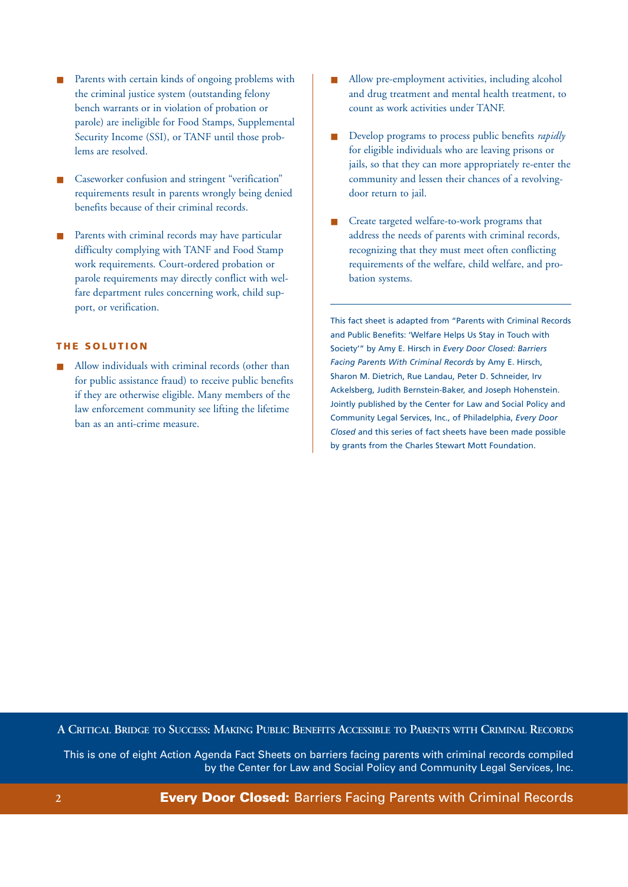- Parents with certain kinds of ongoing problems with the criminal justice system (outstanding felony bench warrants or in violation of probation or parole) are ineligible for Food Stamps, Supplemental Security Income (SSI), or TANF until those problems are resolved.
- Caseworker confusion and stringent "verification" requirements result in parents wrongly being denied benefits because of their criminal records.
- Parents with criminal records may have particular difficulty complying with TANF and Food Stamp work requirements. Court-ordered probation or parole requirements may directly conflict with welfare department rules concerning work, child support, or verification.

## THE SOLUTION

- Allow individuals with criminal records (other than for public assistance fraud) to receive public benefits if they are otherwise eligible. Many members of the law enforcement community see lifting the lifetime ban as an anti-crime measure.
- Allow pre-employment activities, including alcohol and drug treatment and mental health treatment, to count as work activities under TANF.
- Develop programs to process public benefits *rapidly* for eligible individuals who are leaving prisons or jails, so that they can more appropriately re-enter the community and lessen their chances of a revolving-door return to jail.
- Create targeted welfare-to-work programs that address the needs of parents with criminal records, recognizing that they must meet often conflicting requirements of the welfare, child welfare, and probation systems.

---

This fact sheet is adapted from "Parents with Criminal Records and Public Benefits: 'Welfare Helps Us Stay in Touch with Society'" by Amy E. Hirsch in *Every Door Closed: Barriers Facing Parents With Criminal Records* by Amy E. Hirsch, Sharon M. Dietrich, Rue Landau, Peter D. Schneider, Irv Ackelsberg, Judith Bernstein-Baker, and Joseph Hohenstein. Jointly published by the Center for Law and Social Policy and Community Legal Services, Inc., of Philadelphia, *Every Door Closed* and this series of fact sheets have been made possible by grants from the Charles Stewart Mott Foundation.

**A Critical Bridge to Success: Making Public Benefits Accessible to Parents with Criminal Records**

This is one of eight Action Agenda Fact Sheets on barriers facing parents with criminal records compiled by the Center for Law and Social Policy and Community Legal Services, Inc.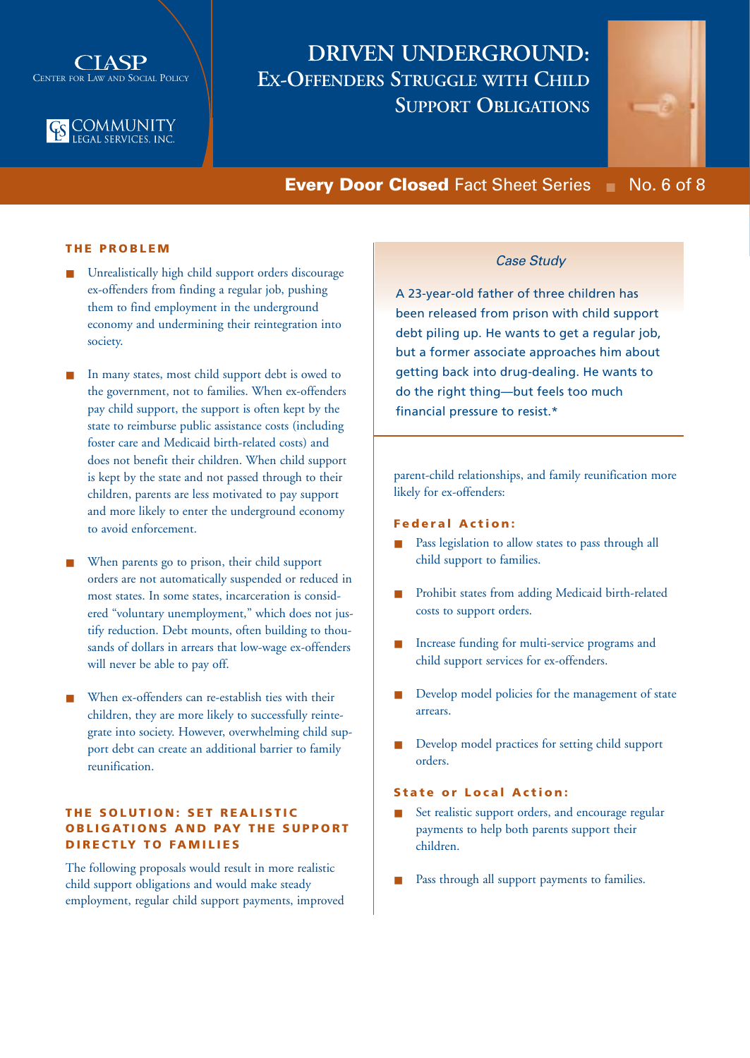CLASP
Center for Law and Social Policy

COMMUNITY LEGAL SERVICES, INC.

# Driven Underground: Ex-Offenders Struggle with Child Support Obligations

**Every Door Closed** Fact Sheet Series ■ No. 6 of 8

## THE PROBLEM

- Unrealistically high child support orders discourage ex-offenders from finding a regular job, pushing them to find employment in the underground economy and undermining their reintegration into society.
- In many states, most child support debt is owed to the government, not to families. When ex-offenders pay child support, the support is often kept by the state to reimburse public assistance costs (including foster care and Medicaid birth-related costs) and does not benefit their children. When child support is kept by the state and not passed through to their children, parents are less motivated to pay support and more likely to enter the underground economy to avoid enforcement.
- When parents go to prison, their child support orders are not automatically suspended or reduced in most states. In some states, incarceration is considered "voluntary unemployment," which does not justify reduction. Debt mounts, often building to thousands of dollars in arrears that low-wage ex-offenders will never be able to pay off.
- When ex-offenders can re-establish ties with their children, they are more likely to successfully reintegrate into society. However, overwhelming child support debt can create an additional barrier to family reunification.

## THE SOLUTION: SET REALISTIC OBLIGATIONS AND PAY THE SUPPORT DIRECTLY TO FAMILIES

The following proposals would result in more realistic child support obligations and would make steady employment, regular child support payments, improved parent-child relationships, and family reunification more likely for ex-offenders:

### Federal Action:

- Pass legislation to allow states to pass through all child support to families.
- Prohibit states from adding Medicaid birth-related costs to support orders.
- Increase funding for multi-service programs and child support services for ex-offenders.
- Develop model policies for the management of state arrears.
- Develop model practices for setting child support orders.

### State or Local Action:

- Set realistic support orders, and encourage regular payments to help both parents support their children.
- Pass through all support payments to families.

*Case Study*

A 23-year-old father of three children has been released from prison with child support debt piling up. He wants to get a regular job, but a former associate approaches him about getting back into drug-dealing. He wants to do the right thing—but feels too much financial pressure to resist.*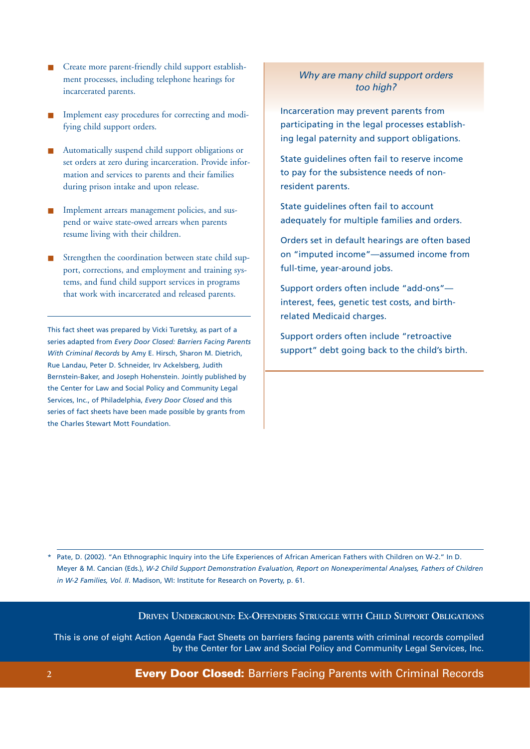- Create more parent-friendly child support establishment processes, including telephone hearings for incarcerated parents.
- Implement easy procedures for correcting and modifying child support orders.
- Automatically suspend child support obligations or set orders at zero during incarceration. Provide information and services to parents and their families during prison intake and upon release.
- Implement arrears management policies, and suspend or waive state-owed arrears when parents resume living with their children.
- Strengthen the coordination between state child support, corrections, and employment and training systems, and fund child support services in programs that work with incarcerated and released parents.

---

This fact sheet was prepared by Vicki Turetsky, as part of a series adapted from *Every Door Closed: Barriers Facing Parents With Criminal Records* by Amy E. Hirsch, Sharon M. Dietrich, Rue Landau, Peter D. Schneider, Irv Ackelsberg, Judith Bernstein-Baker, and Joseph Hohenstein. Jointly published by the Center for Law and Social Policy and Community Legal Services, Inc., of Philadelphia, *Every Door Closed* and this series of fact sheets have been made possible by grants from the Charles Stewart Mott Foundation.

### *Why are many child support orders too high?*

Incarceration may prevent parents from participating in the legal processes establishing legal paternity and support obligations.

State guidelines often fail to reserve income to pay for the subsistence needs of non-resident parents.

State guidelines often fail to account adequately for multiple families and orders.

Orders set in default hearings are often based on "imputed income"—assumed income from full-time, year-around jobs.

Support orders often include "add-ons"—interest, fees, genetic test costs, and birth-related Medicaid charges.

Support orders often include "retroactive support" debt going back to the child's birth.

---

* Pate, D. (2002). "An Ethnographic Inquiry into the Life Experiences of African American Fathers with Children on W-2." In D. Meyer & M. Cancian (Eds.), *W-2 Child Support Demonstration Evaluation, Report on Nonexperimental Analyses, Fathers of Children in W-2 Families, Vol. II*. Madison, WI: Institute for Research on Poverty, p. 61.

**Driven Underground: Ex-Offenders Struggle with Child Support Obligations**

This is one of eight Action Agenda Fact Sheets on barriers facing parents with criminal records compiled by the Center for Law and Social Policy and Community Legal Services, Inc.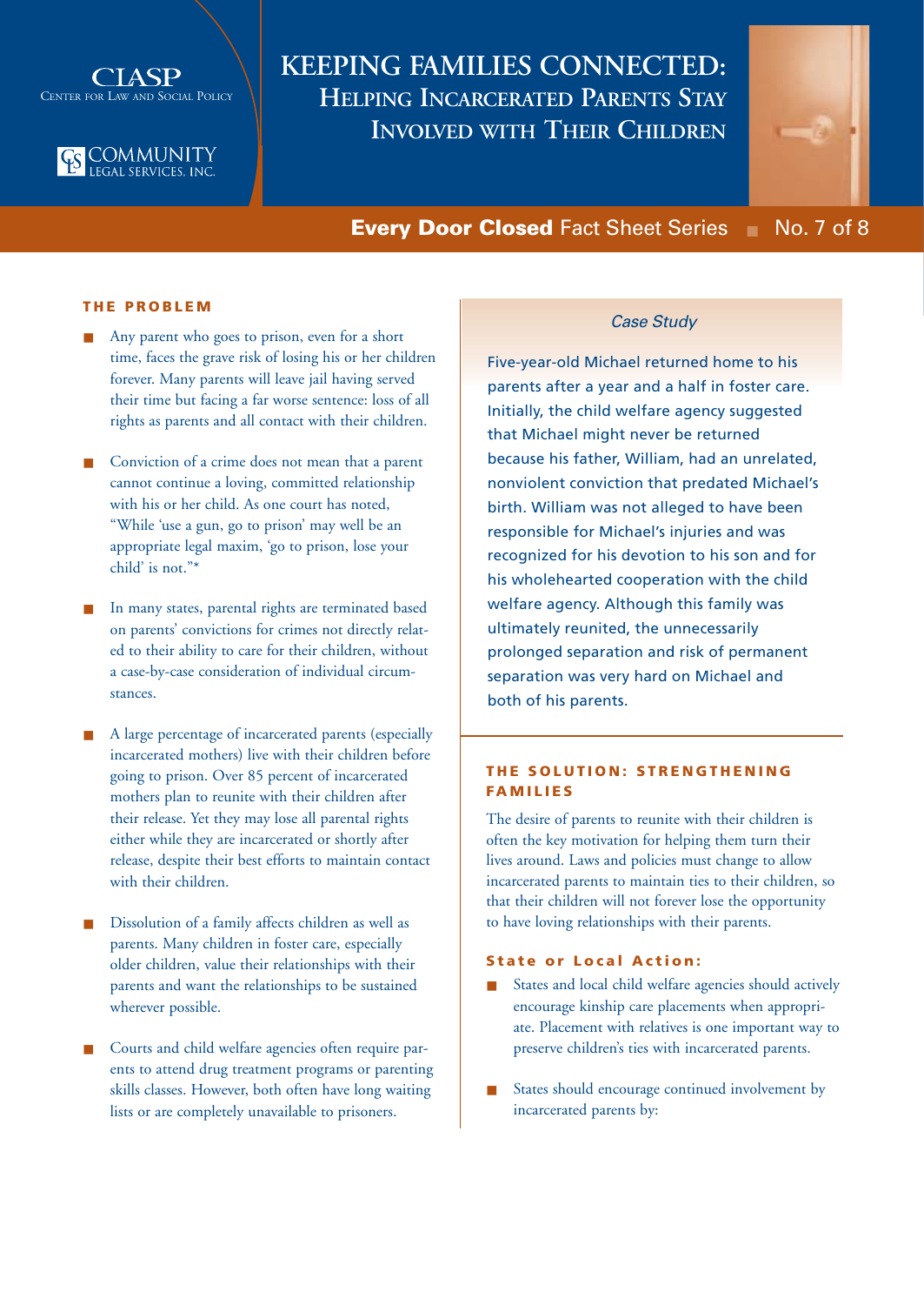CLASP
Center for Law and Social Policy

Community Legal Services, Inc.

# KEEPING FAMILIES CONNECTED: Helping Incarcerated Parents Stay Involved with Their Children

**Every Door Closed** Fact Sheet Series ■ No. 7 of 8

## THE PROBLEM

- Any parent who goes to prison, even for a short time, faces the grave risk of losing his or her children forever. Many parents will leave jail having served their time but facing a far worse sentence: loss of all rights as parents and all contact with their children.
- Conviction of a crime does not mean that a parent cannot continue a loving, committed relationship with his or her child. As one court has noted, "While 'use a gun, go to prison' may well be an appropriate legal maxim, 'go to prison, lose your child' is not."*
- In many states, parental rights are terminated based on parents' convictions for crimes not directly related to their ability to care for their children, without a case-by-case consideration of individual circumstances.
- A large percentage of incarcerated parents (especially incarcerated mothers) live with their children before going to prison. Over 85 percent of incarcerated mothers plan to reunite with their children after their release. Yet they may lose all parental rights either while they are incarcerated or shortly after release, despite their best efforts to maintain contact with their children.
- Dissolution of a family affects children as well as parents. Many children in foster care, especially older children, value their relationships with their parents and want the relationships to be sustained wherever possible.
- Courts and child welfare agencies often require parents to attend drug treatment programs or parenting skills classes. However, both often have long waiting lists or are completely unavailable to prisoners.

### *Case Study*

Five-year-old Michael returned home to his parents after a year and a half in foster care. Initially, the child welfare agency suggested that Michael might never be returned because his father, William, had an unrelated, nonviolent conviction that predated Michael's birth. William was not alleged to have been responsible for Michael's injuries and was recognized for his devotion to his son and for his wholehearted cooperation with the child welfare agency. Although this family was ultimately reunited, the unnecessarily prolonged separation and risk of permanent separation was very hard on Michael and both of his parents.

## THE SOLUTION: STRENGTHENING FAMILIES

The desire of parents to reunite with their children is often the key motivation for helping them turn their lives around. Laws and policies must change to allow incarcerated parents to maintain ties to their children, so that their children will not forever lose the opportunity to have loving relationships with their parents.

### State or Local Action:

- States and local child welfare agencies should actively encourage kinship care placements when appropriate. Placement with relatives is one important way to preserve children's ties with incarcerated parents.
- States should encourage continued involvement by incarcerated parents by: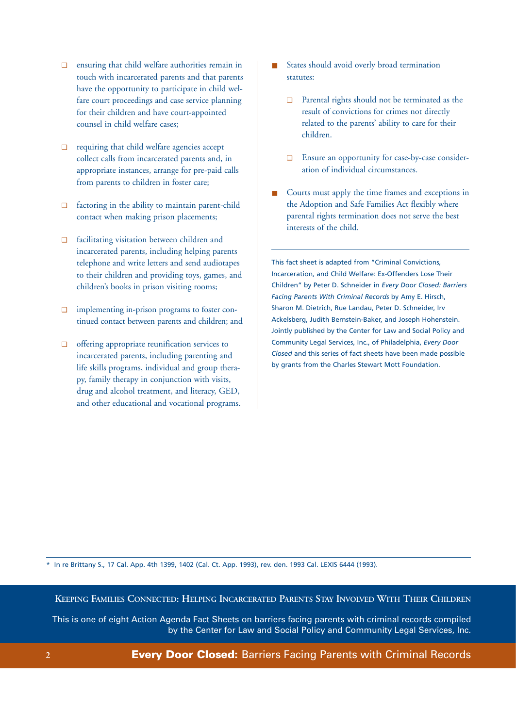- ensuring that child welfare authorities remain in touch with incarcerated parents and that parents have the opportunity to participate in child welfare court proceedings and case service planning for their children and have court-appointed counsel in child welfare cases;
- requiring that child welfare agencies accept collect calls from incarcerated parents and, in appropriate instances, arrange for pre-paid calls from parents to children in foster care;
- factoring in the ability to maintain parent-child contact when making prison placements;
- facilitating visitation between children and incarcerated parents, including helping parents telephone and write letters and send audiotapes to their children and providing toys, games, and children's books in prison visiting rooms;
- implementing in-prison programs to foster continued contact between parents and children; and
- offering appropriate reunification services to incarcerated parents, including parenting and life skills programs, individual and group therapy, family therapy in conjunction with visits, drug and alcohol treatment, and literacy, GED, and other educational and vocational programs.

- States should avoid overly broad termination statutes:
  - Parental rights should not be terminated as the result of convictions for crimes not directly related to the parents' ability to care for their children.
  - Ensure an opportunity for case-by-case consideration of individual circumstances.
- Courts must apply the time frames and exceptions in the Adoption and Safe Families Act flexibly where parental rights termination does not serve the best interests of the child.

---

This fact sheet is adapted from "Criminal Convictions, Incarceration, and Child Welfare: Ex-Offenders Lose Their Children" by Peter D. Schneider in *Every Door Closed: Barriers Facing Parents With Criminal Records* by Amy E. Hirsch, Sharon M. Dietrich, Rue Landau, Peter D. Schneider, Irv Ackelsberg, Judith Bernstein-Baker, and Joseph Hohenstein. Jointly published by the Center for Law and Social Policy and Community Legal Services, Inc., of Philadelphia, *Every Door Closed* and this series of fact sheets have been made possible by grants from the Charles Stewart Mott Foundation.

---

* In re Brittany S., 17 Cal. App. 4th 1399, 1402 (Cal. Ct. App. 1993), rev. den. 1993 Cal. LEXIS 6444 (1993).

**Keeping Families Connected: Helping Incarcerated Parents Stay Involved With Their Children**

This is one of eight Action Agenda Fact Sheets on barriers facing parents with criminal records compiled by the Center for Law and Social Policy and Community Legal Services, Inc.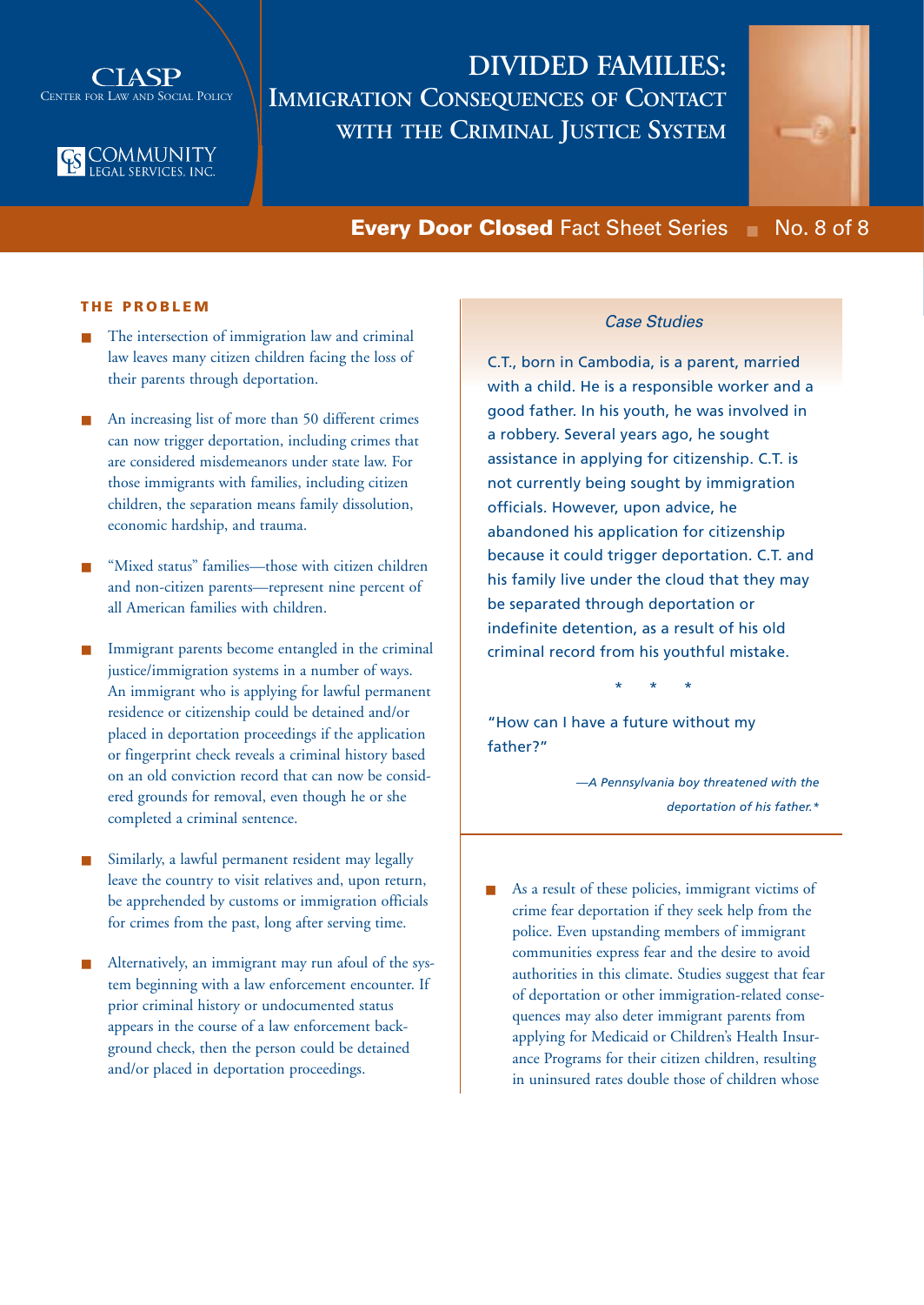CLASP
Center for Law and Social Policy

Community Legal Services, Inc.

# DIVIDED FAMILIES: Immigration Consequences of Contact with the Criminal Justice System

**Every Door Closed** Fact Sheet Series ■ No. 8 of 8

## THE PROBLEM

- The intersection of immigration law and criminal law leaves many citizen children facing the loss of their parents through deportation.
- An increasing list of more than 50 different crimes can now trigger deportation, including crimes that are considered misdemeanors under state law. For those immigrants with families, including citizen children, the separation means family dissolution, economic hardship, and trauma.
- "Mixed status" families—those with citizen children and non-citizen parents—represent nine percent of all American families with children.
- Immigrant parents become entangled in the criminal justice/immigration systems in a number of ways. An immigrant who is applying for lawful permanent residence or citizenship could be detained and/or placed in deportation proceedings if the application or fingerprint check reveals a criminal history based on an old conviction record that can now be considered grounds for removal, even though he or she completed a criminal sentence.
- Similarly, a lawful permanent resident may legally leave the country to visit relatives and, upon return, be apprehended by customs or immigration officials for crimes from the past, long after serving time.
- Alternatively, an immigrant may run afoul of the system beginning with a law enforcement encounter. If prior criminal history or undocumented status appears in the course of a law enforcement background check, then the person could be detained and/or placed in deportation proceedings.

### *Case Studies*

C.T., born in Cambodia, is a parent, married with a child. He is a responsible worker and a good father. In his youth, he was involved in a robbery. Several years ago, he sought assistance in applying for citizenship. C.T. is not currently being sought by immigration officials. However, upon advice, he abandoned his application for citizenship because it could trigger deportation. C.T. and his family live under the cloud that they may be separated through deportation or indefinite detention, as a result of his old criminal record from his youthful mistake.

\* \* \*

"How can I have a future without my father?"

*—A Pennsylvania boy threatened with the deportation of his father.\**

- As a result of these policies, immigrant victims of crime fear deportation if they seek help from the police. Even upstanding members of immigrant communities express fear and the desire to avoid authorities in this climate. Studies suggest that fear of deportation or other immigration-related consequences may also deter immigrant parents from applying for Medicaid or Children's Health Insurance Programs for their citizen children, resulting in uninsured rates double those of children whose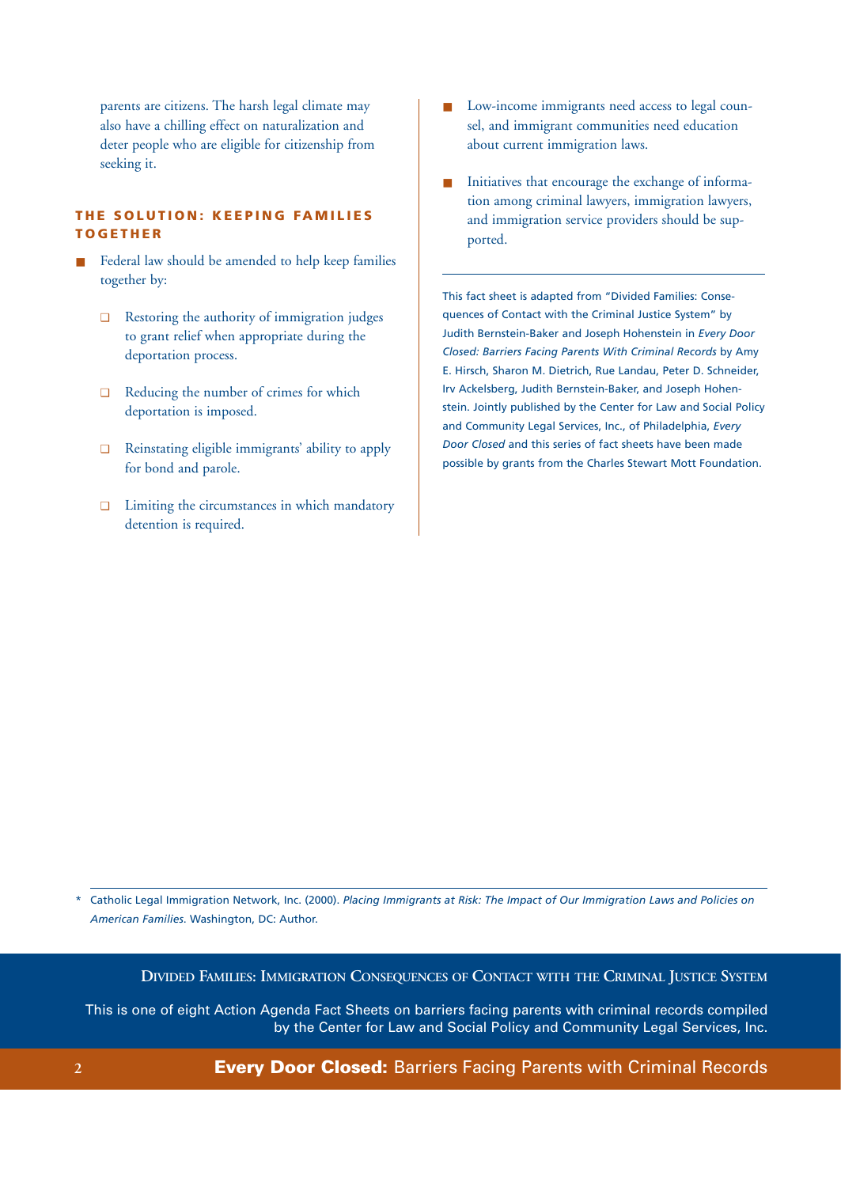parents are citizens. The harsh legal climate may also have a chilling effect on naturalization and deter people who are eligible for citizenship from seeking it.

## THE SOLUTION: KEEPING FAMILIES TOGETHER

- Federal law should be amended to help keep families together by:
  - Restoring the authority of immigration judges to grant relief when appropriate during the deportation process.
  - Reducing the number of crimes for which deportation is imposed.
  - Reinstating eligible immigrants' ability to apply for bond and parole.
  - Limiting the circumstances in which mandatory detention is required.
- Low-income immigrants need access to legal counsel, and immigrant communities need education about current immigration laws.
- Initiatives that encourage the exchange of information among criminal lawyers, immigration lawyers, and immigration service providers should be supported.

---

This fact sheet is adapted from "Divided Families: Consequences of Contact with the Criminal Justice System" by Judith Bernstein-Baker and Joseph Hohenstein in *Every Door Closed: Barriers Facing Parents With Criminal Records* by Amy E. Hirsch, Sharon M. Dietrich, Rue Landau, Peter D. Schneider, Irv Ackelsberg, Judith Bernstein-Baker, and Joseph Hohenstein. Jointly published by the Center for Law and Social Policy and Community Legal Services, Inc., of Philadelphia, *Every Door Closed* and this series of fact sheets have been made possible by grants from the Charles Stewart Mott Foundation.

---

* Catholic Legal Immigration Network, Inc. (2000). *Placing Immigrants at Risk: The Impact of Our Immigration Laws and Policies on American Families*. Washington, DC: Author.

**DIVIDED FAMILIES: IMMIGRATION CONSEQUENCES OF CONTACT WITH THE CRIMINAL JUSTICE SYSTEM**

This is one of eight Action Agenda Fact Sheets on barriers facing parents with criminal records compiled by the Center for Law and Social Policy and Community Legal Services, Inc.